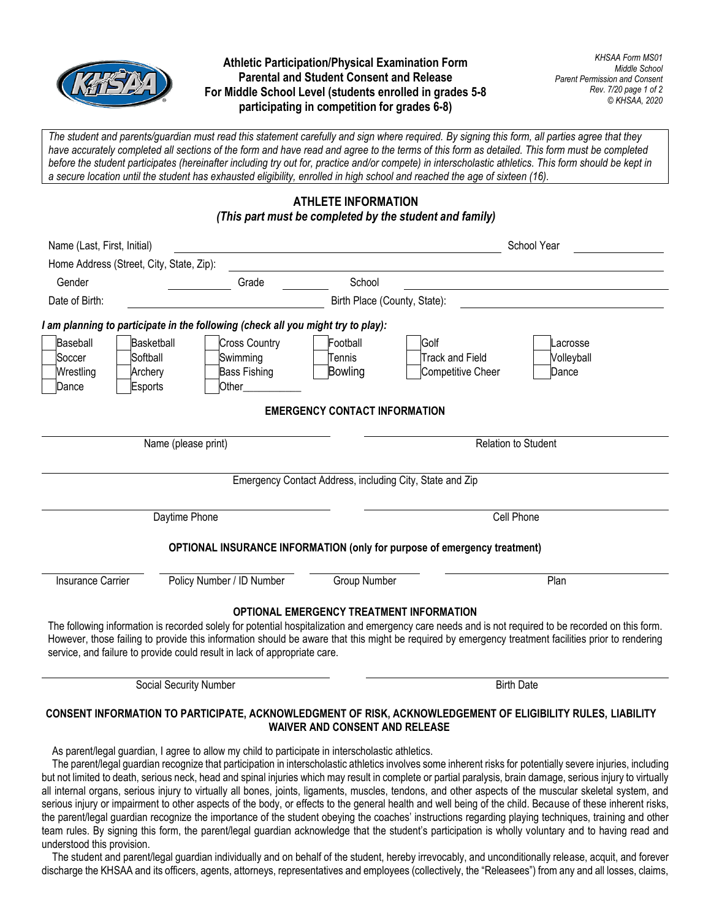# Athletic Participation/Physical Examination Form
## Parental and Student Consent and Release
## For Middle School Level (students enrolled in grades 5-8 participating in competition for grades 6-8)

*KHSAA Form MS01*
*Middle School*
*Parent Permission and Consent*
*Rev. 7/20 page 1 of 2*
*© KHSAA, 2020*

*The student and parents/guardian must read this statement carefully and sign where required. By signing this form, all parties agree that they have accurately completed all sections of the form and have read and agree to the terms of this form as detailed. This form must be completed before the student participates (hereinafter including try out for, practice and/or compete) in interscholastic athletics. This form should be kept in a secure location until the student has exhausted eligibility, enrolled in high school and reached the age of sixteen (16).*

## ATHLETE INFORMATION
### *(This part must be completed by the student and family)*

Name (Last, First, Initial) ____________________ School Year __________

Home Address (Street, City, State, Zip): ____________________

Gender __________ Grade ________ School ____________________

Date of Birth: ____________________ Birth Place (County, State): ____________________

***I am planning to participate in the following (check all you might try to play):***

| | | | | | |
|---|---|---|---|---|---|
| ☐ Baseball | ☐ Basketball | ☐ Cross Country | ☐ Football | ☐ Golf | ☐ Lacrosse |
| ☐ Soccer | ☐ Softball | ☐ Swimming | ☐ Tennis | ☐ Track and Field | ☐ Volleyball |
| ☐ Wrestling | ☐ Archery | ☐ Bass Fishing | ☐ Bowling | ☐ Competitive Cheer | ☐ Dance |
| ☐ Dance | ☐ Esports | ☐ Other___________ | | | |

### EMERGENCY CONTACT INFORMATION

____________________ Name (please print) ____________________ Relation to Student

____________________ Emergency Contact Address, including City, State and Zip

____________________ Daytime Phone ____________________ Cell Phone

### OPTIONAL INSURANCE INFORMATION (only for purpose of emergency treatment)

Insurance Carrier ____ Policy Number / ID Number ____ Group Number ____ Plan ____

### OPTIONAL EMERGENCY TREATMENT INFORMATION

The following information is recorded solely for potential hospitalization and emergency care needs and is not required to be recorded on this form. However, those failing to provide this information should be aware that this might be required by emergency treatment facilities prior to rendering service, and failure to provide could result in lack of appropriate care.

____________________ Social Security Number ____________________ Birth Date

### CONSENT INFORMATION TO PARTICIPATE, ACKNOWLEDGMENT OF RISK, ACKNOWLEDGEMENT OF ELIGIBILITY RULES, LIABILITY WAIVER AND CONSENT AND RELEASE

As parent/legal guardian, I agree to allow my child to participate in interscholastic athletics.

The parent/legal guardian recognize that participation in interscholastic athletics involves some inherent risks for potentially severe injuries, including but not limited to death, serious neck, head and spinal injuries which may result in complete or partial paralysis, brain damage, serious injury to virtually all internal organs, serious injury to virtually all bones, joints, ligaments, muscles, tendons, and other aspects of the muscular skeletal system, and serious injury or impairment to other aspects of the body, or effects to the general health and well being of the child. Because of these inherent risks, the parent/legal guardian recognize the importance of the student obeying the coaches' instructions regarding playing techniques, training and other team rules. By signing this form, the parent/legal guardian acknowledge that the student's participation is wholly voluntary and to having read and understood this provision.

The student and parent/legal guardian individually and on behalf of the student, hereby irrevocably, and unconditionally release, acquit, and forever discharge the KHSAA and its officers, agents, attorneys, representatives and employees (collectively, the "Releasees") from any and all losses, claims,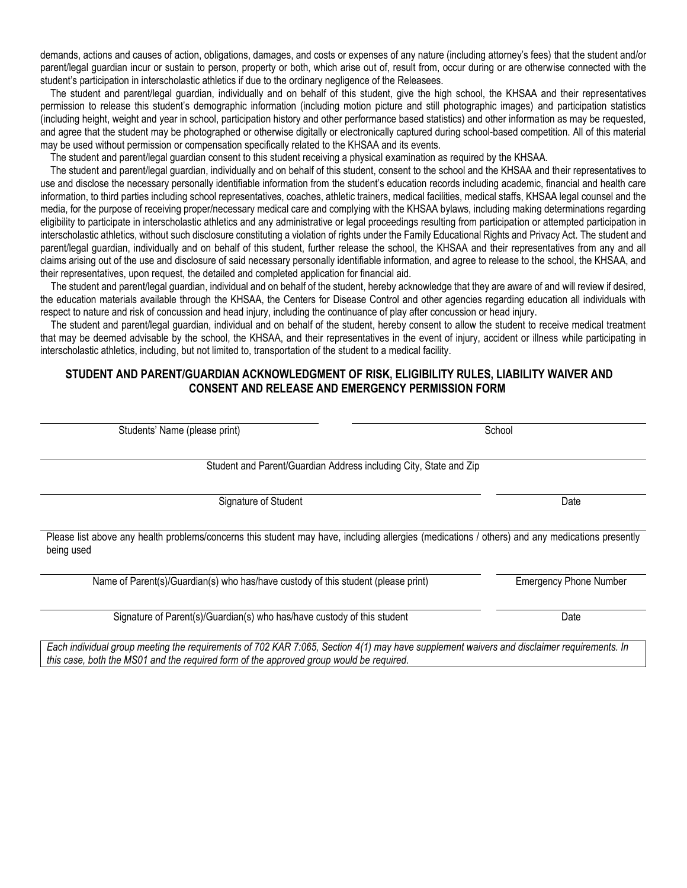demands, actions and causes of action, obligations, damages, and costs or expenses of any nature (including attorney's fees) that the student and/or parent/legal guardian incur or sustain to person, property or both, which arise out of, result from, occur during or are otherwise connected with the student's participation in interscholastic athletics if due to the ordinary negligence of the Releasees.

The student and parent/legal guardian, individually and on behalf of this student, give the high school, the KHSAA and their representatives permission to release this student's demographic information (including motion picture and still photographic images) and participation statistics (including height, weight and year in school, participation history and other performance based statistics) and other information as may be requested, and agree that the student may be photographed or otherwise digitally or electronically captured during school-based competition. All of this material may be used without permission or compensation specifically related to the KHSAA and its events.

The student and parent/legal guardian consent to this student receiving a physical examination as required by the KHSAA.

The student and parent/legal guardian, individually and on behalf of this student, consent to the school and the KHSAA and their representatives to use and disclose the necessary personally identifiable information from the student's education records including academic, financial and health care information, to third parties including school representatives, coaches, athletic trainers, medical facilities, medical staffs, KHSAA legal counsel and the media, for the purpose of receiving proper/necessary medical care and complying with the KHSAA bylaws, including making determinations regarding eligibility to participate in interscholastic athletics and any administrative or legal proceedings resulting from participation or attempted participation in interscholastic athletics, without such disclosure constituting a violation of rights under the Family Educational Rights and Privacy Act. The student and parent/legal guardian, individually and on behalf of this student, further release the school, the KHSAA and their representatives from any and all claims arising out of the use and disclosure of said necessary personally identifiable information, and agree to release to the school, the KHSAA, and their representatives, upon request, the detailed and completed application for financial aid.

The student and parent/legal guardian, individually and on behalf of this student, hereby acknowledge that they are aware of and will review if desired, the education materials available through the KHSAA, the Centers for Disease Control and other agencies regarding education all individuals with respect to nature and risk of concussion and head injury, including the continuance of play after concussion or head injury.

The student and parent/legal guardian, individual and on behalf of the student, hereby consent to allow the student to receive medical treatment that may be deemed advisable by the school, the KHSAA, and their representatives in the event of injury, accident or illness while participating in interscholastic athletics, including, but not limited to, transportation of the student to a medical facility.

## STUDENT AND PARENT/GUARDIAN ACKNOWLEDGMENT OF RISK, ELIGIBILITY RULES, LIABILITY WAIVER AND CONSENT AND RELEASE AND EMERGENCY PERMISSION FORM

\_\_\_\_\_\_\_\_\_\_\_\_\_\_\_\_\_\_\_\_\_\_\_\_\_\_\_\_\_\_ \_\_\_\_\_\_\_\_\_\_\_\_\_\_\_\_\_\_\_\_\_\_\_\_\_\_\_\_\_\_

Students' Name (please print) School

\_\_\_\_\_\_\_\_\_\_\_\_\_\_\_\_\_\_\_\_\_\_\_\_\_\_\_\_\_\_\_\_\_\_\_\_\_\_\_\_\_\_\_\_\_\_\_\_\_\_\_\_\_\_\_\_

Student and Parent/Guardian Address including City, State and Zip

\_\_\_\_\_\_\_\_\_\_\_\_\_\_\_\_\_\_\_\_\_\_\_\_\_\_\_\_\_\_\_\_\_\_\_\_\_\_\_\_ \_\_\_\_\_\_\_\_\_\_\_\_\_\_\_\_

Signature of Student Date

\_\_\_\_\_\_\_\_\_\_\_\_\_\_\_\_\_\_\_\_\_\_\_\_\_\_\_\_\_\_\_\_\_\_\_\_\_\_\_\_\_\_\_\_\_\_\_\_\_\_\_\_\_\_\_\_

Please list above any health problems/concerns this student may have, including allergies (medications / others) and any medications presently being used

\_\_\_\_\_\_\_\_\_\_\_\_\_\_\_\_\_\_\_\_\_\_\_\_\_\_\_\_\_\_\_\_\_\_\_\_\_\_\_\_ \_\_\_\_\_\_\_\_\_\_\_\_\_\_\_\_

Name of Parent(s)/Guardian(s) who has/have custody of this student (please print) Emergency Phone Number

\_\_\_\_\_\_\_\_\_\_\_\_\_\_\_\_\_\_\_\_\_\_\_\_\_\_\_\_\_\_\_\_\_\_\_\_\_\_\_\_ \_\_\_\_\_\_\_\_\_\_\_\_\_\_\_\_

Signature of Parent(s)/Guardian(s) who has/have custody of this student Date

*Each individual group meeting the requirements of 702 KAR 7:065, Section 4(1) may have supplement waivers and disclaimer requirements. In this case, both the MS01 and the required form of the approved group would be required.*